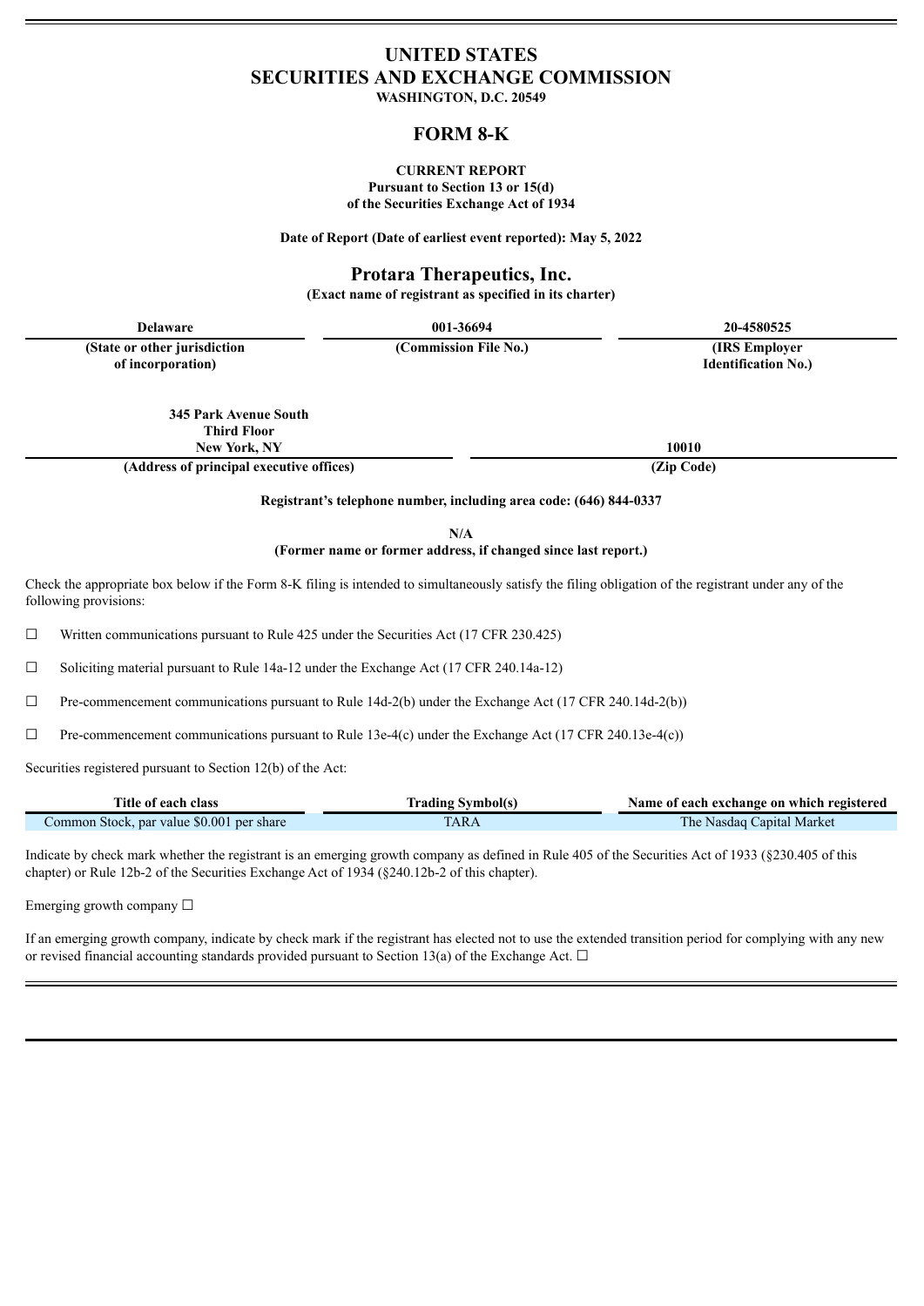# UNITED STATES
# SECURITIES AND EXCHANGE COMMISSION

**WASHINGTON, D.C. 20549**

## FORM 8-K

**CURRENT REPORT**
**Pursuant to Section 13 or 15(d)**
**of the Securities Exchange Act of 1934**

**Date of Report (Date of earliest event reported): May 5, 2022**

## Protara Therapeutics, Inc.

**(Exact name of registrant as specified in its charter)**

| Delaware | 001-36694 | 20-4580525 |
|---|---|---|
| (State or other jurisdiction of incorporation) | (Commission File No.) | (IRS Employer Identification No.) |

| 345 Park Avenue South Third Floor New York, NY | 10010 |
|---|---|
| (Address of principal executive offices) | (Zip Code) |

**Registrant's telephone number, including area code: (646) 844-0337**

**N/A**
**(Former name or former address, if changed since last report.)**

Check the appropriate box below if the Form 8-K filing is intended to simultaneously satisfy the filing obligation of the registrant under any of the following provisions:

☐ Written communications pursuant to Rule 425 under the Securities Act (17 CFR 230.425)

☐ Soliciting material pursuant to Rule 14a-12 under the Exchange Act (17 CFR 240.14a-12)

☐ Pre-commencement communications pursuant to Rule 14d-2(b) under the Exchange Act (17 CFR 240.14d-2(b))

☐ Pre-commencement communications pursuant to Rule 13e-4(c) under the Exchange Act (17 CFR 240.13e-4(c))

Securities registered pursuant to Section 12(b) of the Act:

| Title of each class | Trading Symbol(s) | Name of each exchange on which registered |
|---|---|---|
| Common Stock, par value $0.001 per share | TARA | The Nasdaq Capital Market |

Indicate by check mark whether the registrant is an emerging growth company as defined in Rule 405 of the Securities Act of 1933 (§230.405 of this chapter) or Rule 12b-2 of the Securities Exchange Act of 1934 (§240.12b-2 of this chapter).

Emerging growth company ☐

If an emerging growth company, indicate by check mark if the registrant has elected not to use the extended transition period for complying with any new or revised financial accounting standards provided pursuant to Section 13(a) of the Exchange Act. ☐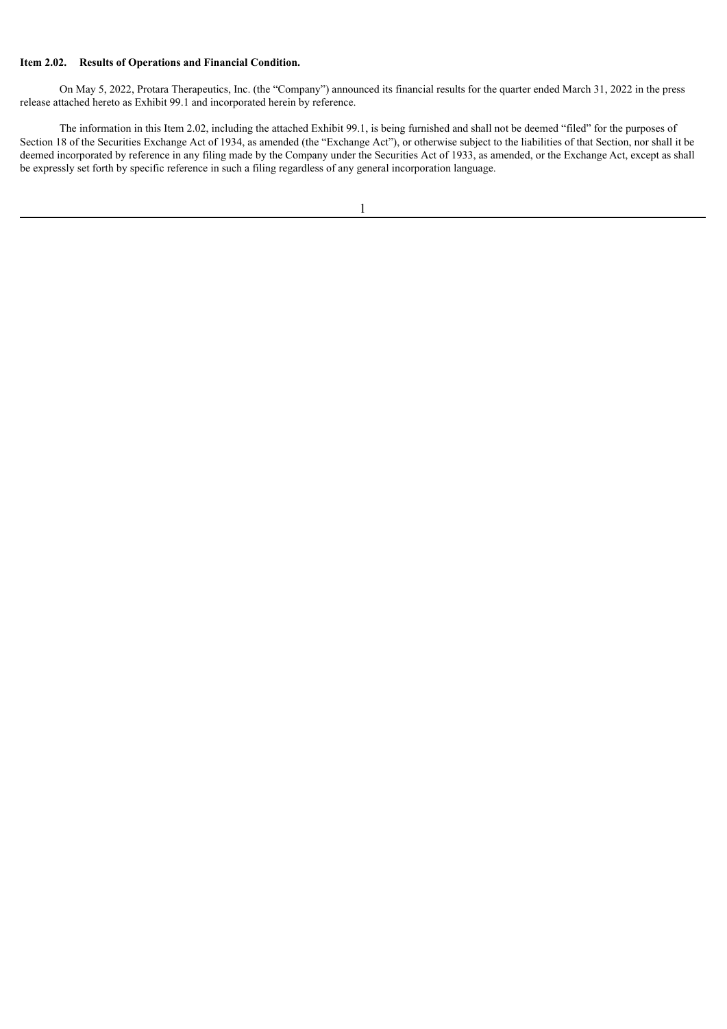**Item 2.02. Results of Operations and Financial Condition.**

On May 5, 2022, Protara Therapeutics, Inc. (the "Company") announced its financial results for the quarter ended March 31, 2022 in the press release attached hereto as Exhibit 99.1 and incorporated herein by reference.

The information in this Item 2.02, including the attached Exhibit 99.1, is being furnished and shall not be deemed "filed" for the purposes of Section 18 of the Securities Exchange Act of 1934, as amended (the "Exchange Act"), or otherwise subject to the liabilities of that Section, nor shall it be deemed incorporated by reference in any filing made by the Company under the Securities Act of 1933, as amended, or the Exchange Act, except as shall be expressly set forth by specific reference in such a filing regardless of any general incorporation language.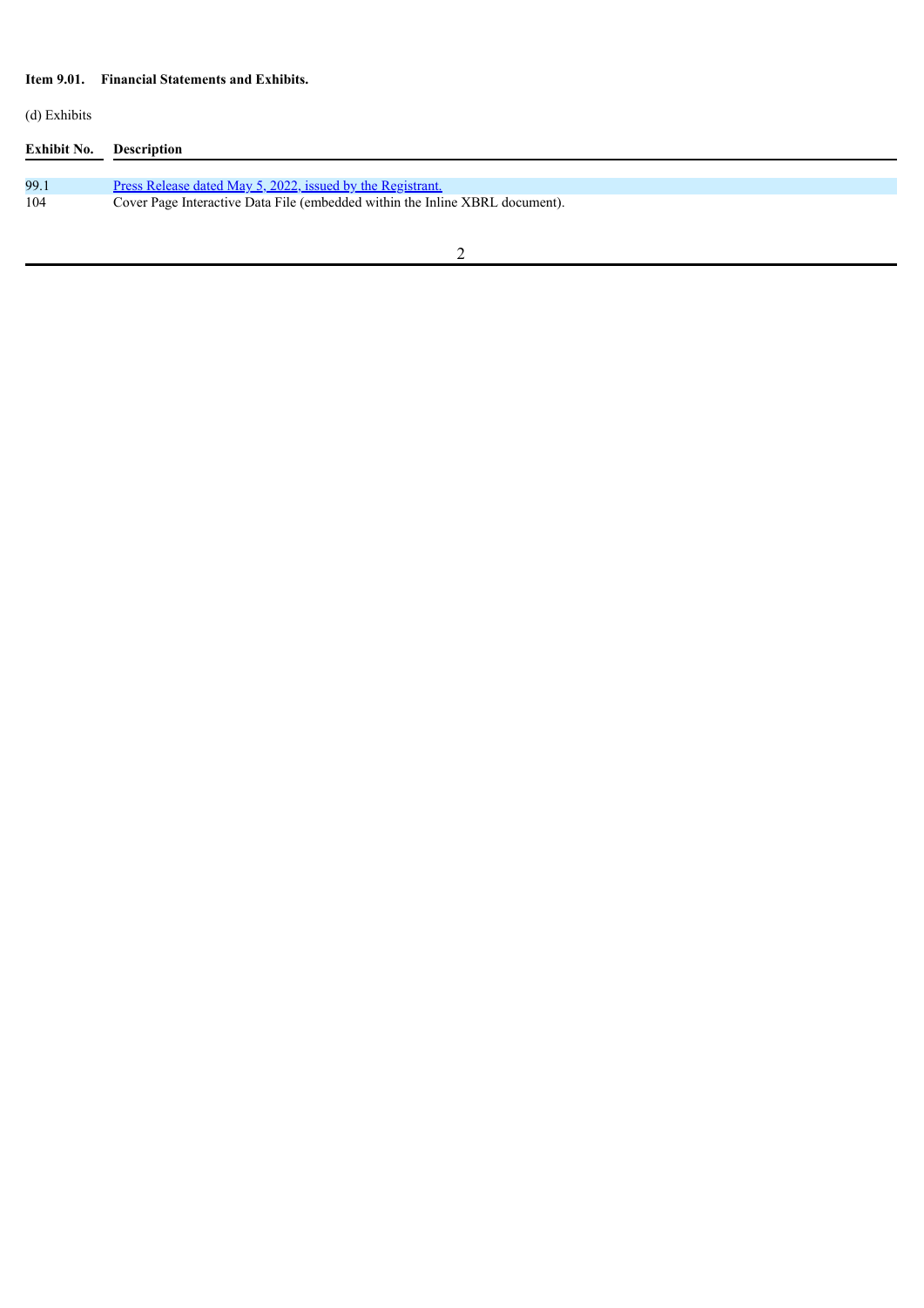**Item 9.01. Financial Statements and Exhibits.**

(d) Exhibits

| Exhibit No. | Description |
|---|---|
| 99.1 | Press Release dated May 5, 2022, issued by the Registrant. |
| 104 | Cover Page Interactive Data File (embedded within the Inline XBRL document). |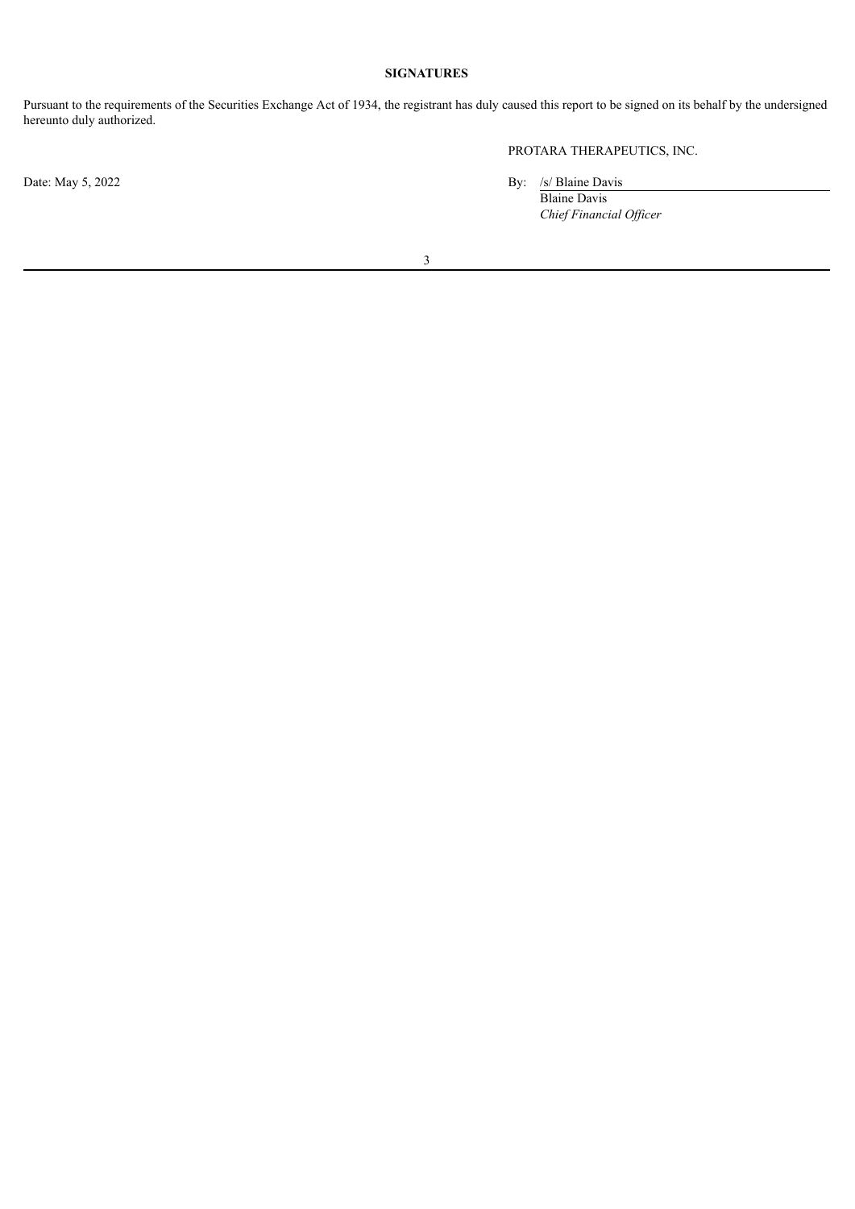## SIGNATURES

Pursuant to the requirements of the Securities Exchange Act of 1934, the registrant has duly caused this report to be signed on its behalf by the undersigned hereunto duly authorized.

PROTARA THERAPEUTICS, INC.

Date: May 5, 2022

By: /s/ Blaine Davis
Blaine Davis
*Chief Financial Officer*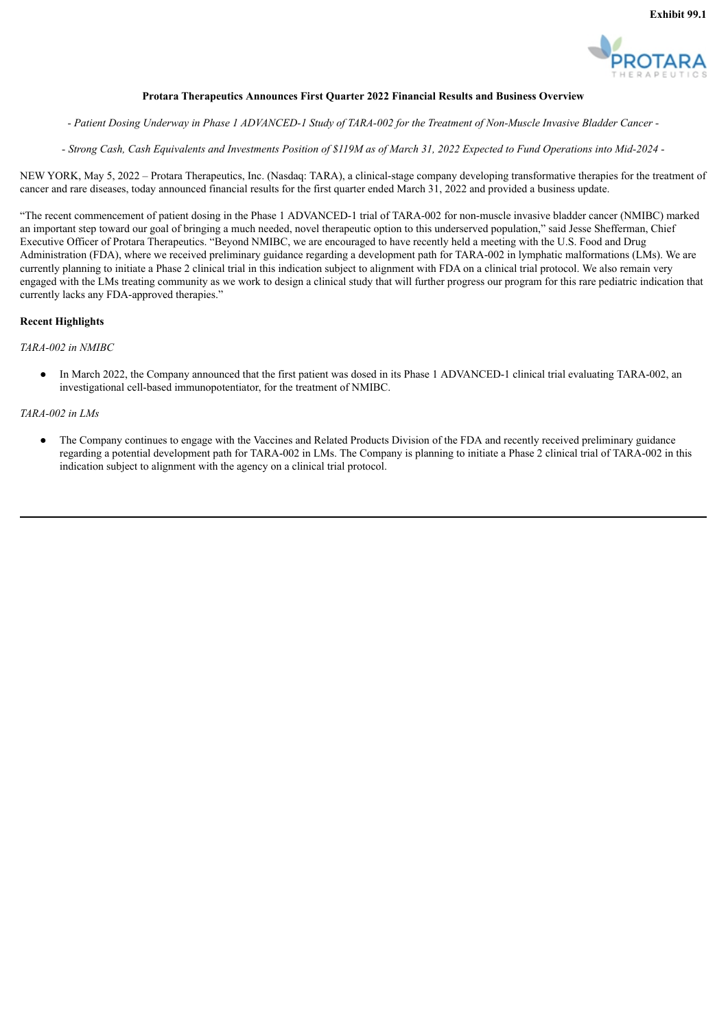**Exhibit 99.1**

**Protara Therapeutics Announces First Quarter 2022 Financial Results and Business Overview**

*- Patient Dosing Underway in Phase 1 ADVANCED-1 Study of TARA-002 for the Treatment of Non-Muscle Invasive Bladder Cancer -*

*- Strong Cash, Cash Equivalents and Investments Position of $119M as of March 31, 2022 Expected to Fund Operations into Mid-2024 -*

NEW YORK, May 5, 2022 – Protara Therapeutics, Inc. (Nasdaq: TARA), a clinical-stage company developing transformative therapies for the treatment of cancer and rare diseases, today announced financial results for the first quarter ended March 31, 2022 and provided a business update.

"The recent commencement of patient dosing in the Phase 1 ADVANCED-1 trial of TARA-002 for non-muscle invasive bladder cancer (NMIBC) marked an important step toward our goal of bringing a much needed, novel therapeutic option to this underserved population," said Jesse Shefferman, Chief Executive Officer of Protara Therapeutics. "Beyond NMIBC, we are encouraged to have recently held a meeting with the U.S. Food and Drug Administration (FDA), where we received preliminary guidance regarding a development path for TARA-002 in lymphatic malformations (LMs). We are currently planning to initiate a Phase 2 clinical trial in this indication subject to alignment with FDA on a clinical trial protocol. We also remain very engaged with the LMs treating community as we work to design a clinical study that will further progress our program for this rare pediatric indication that currently lacks any FDA-approved therapies."

**Recent Highlights**

*TARA-002 in NMIBC*

- In March 2022, the Company announced that the first patient was dosed in its Phase 1 ADVANCED-1 clinical trial evaluating TARA-002, an investigational cell-based immunopotentiator, for the treatment of NMIBC.

*TARA-002 in LMs*

- The Company continues to engage with the Vaccines and Related Products Division of the FDA and recently received preliminary guidance regarding a potential development path for TARA-002 in LMs. The Company is planning to initiate a Phase 2 clinical trial of TARA-002 in this indication subject to alignment with the agency on a clinical trial protocol.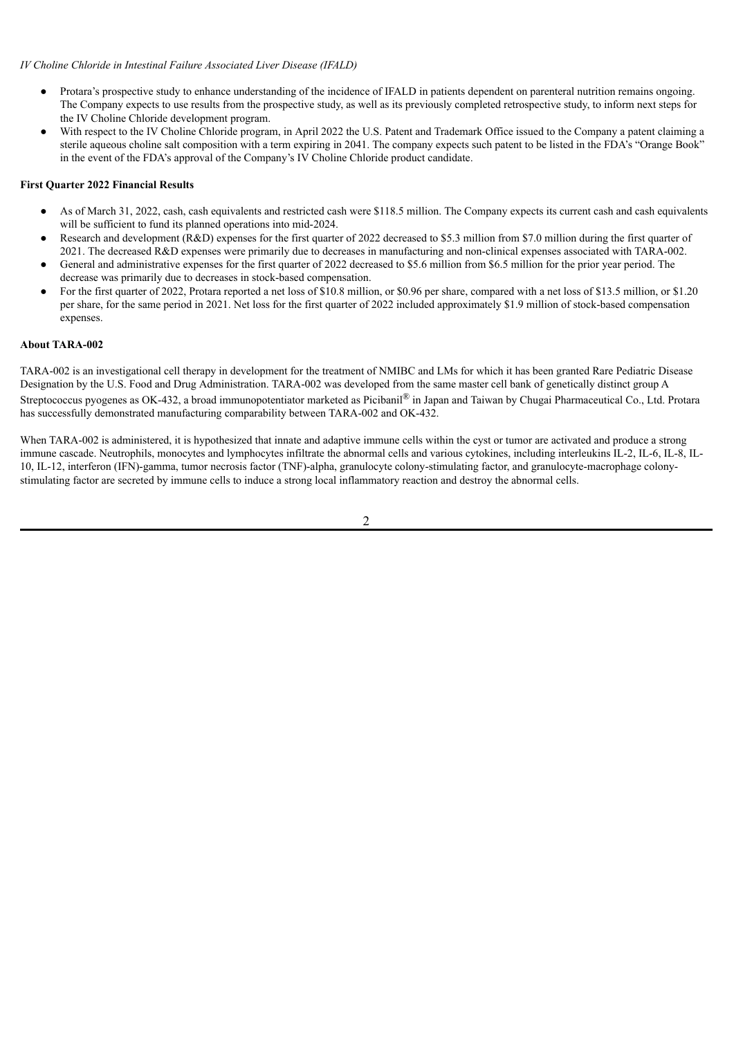*IV Choline Chloride in Intestinal Failure Associated Liver Disease (IFALD)*

- Protara's prospective study to enhance understanding of the incidence of IFALD in patients dependent on parenteral nutrition remains ongoing. The Company expects to use results from the prospective study, as well as its previously completed retrospective study, to inform next steps for the IV Choline Chloride development program.
- With respect to the IV Choline Chloride program, in April 2022 the U.S. Patent and Trademark Office issued to the Company a patent claiming a sterile aqueous choline salt composition with a term expiring in 2041. The company expects such patent to be listed in the FDA's "Orange Book" in the event of the FDA's approval of the Company's IV Choline Chloride product candidate.

**First Quarter 2022 Financial Results**

- As of March 31, 2022, cash, cash equivalents and restricted cash were $118.5 million. The Company expects its current cash and cash equivalents will be sufficient to fund its planned operations into mid-2024.
- Research and development (R&D) expenses for the first quarter of 2022 decreased to $5.3 million from $7.0 million during the first quarter of 2021. The decreased R&D expenses were primarily due to decreases in manufacturing and non-clinical expenses associated with TARA-002.
- General and administrative expenses for the first quarter of 2022 decreased to $5.6 million from $6.5 million for the prior year period. The decrease was primarily due to decreases in stock-based compensation.
- For the first quarter of 2022, Protara reported a net loss of $10.8 million, or $0.96 per share, compared with a net loss of $13.5 million, or $1.20 per share, for the same period in 2021. Net loss for the first quarter of 2022 included approximately $1.9 million of stock-based compensation expenses.

**About TARA-002**

TARA-002 is an investigational cell therapy in development for the treatment of NMIBC and LMs for which it has been granted Rare Pediatric Disease Designation by the U.S. Food and Drug Administration. TARA-002 was developed from the same master cell bank of genetically distinct group A Streptococcus pyogenes as OK-432, a broad immunopotentiator marketed as Picibanil® in Japan and Taiwan by Chugai Pharmaceutical Co., Ltd. Protara has successfully demonstrated manufacturing comparability between TARA-002 and OK-432.

When TARA-002 is administered, it is hypothesized that innate and adaptive immune cells within the cyst or tumor are activated and produce a strong immune cascade. Neutrophils, monocytes and lymphocytes infiltrate the abnormal cells and various cytokines, including interleukins IL-2, IL-6, IL-8, IL-10, IL-12, interferon (IFN)-gamma, tumor necrosis factor (TNF)-alpha, granulocyte colony-stimulating factor, and granulocyte-macrophage colony-stimulating factor are secreted by immune cells to induce a strong local inflammatory reaction and destroy the abnormal cells.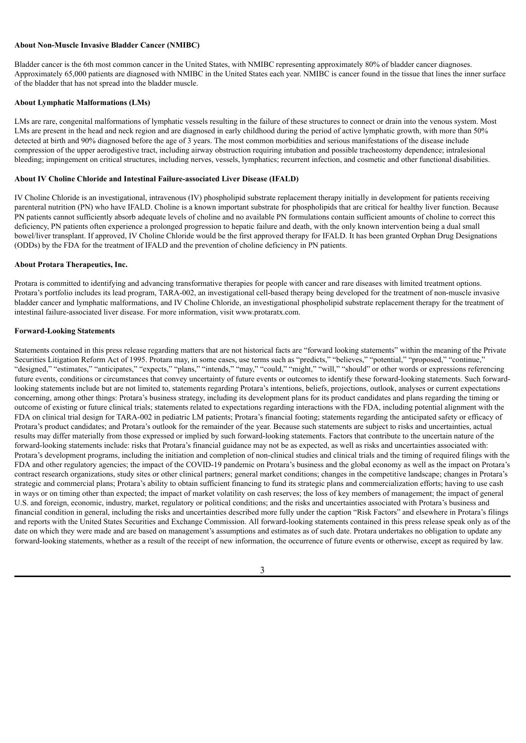**About Non-Muscle Invasive Bladder Cancer (NMIBC)**

Bladder cancer is the 6th most common cancer in the United States, with NMIBC representing approximately 80% of bladder cancer diagnoses. Approximately 65,000 patients are diagnosed with NMIBC in the United States each year. NMIBC is cancer found in the tissue that lines the inner surface of the bladder that has not spread into the bladder muscle.

**About Lymphatic Malformations (LMs)**

LMs are rare, congenital malformations of lymphatic vessels resulting in the failure of these structures to connect or drain into the venous system. Most LMs are present in the head and neck region and are diagnosed in early childhood during the period of active lymphatic growth, with more than 50% detected at birth and 90% diagnosed before the age of 3 years. The most common morbidities and serious manifestations of the disease include compression of the upper aerodigestive tract, including airway obstruction requiring intubation and possible tracheostomy dependence; intralesional bleeding; impingement on critical structures, including nerves, vessels, lymphatics; recurrent infection, and cosmetic and other functional disabilities.

**About IV Choline Chloride and Intestinal Failure-associated Liver Disease (IFALD)**

IV Choline Chloride is an investigational, intravenous (IV) phospholipid substrate replacement therapy initially in development for patients receiving parenteral nutrition (PN) who have IFALD. Choline is a known important substrate for phospholipids that are critical for healthy liver function. Because PN patients cannot sufficiently absorb adequate levels of choline and no available PN formulations contain sufficient amounts of choline to correct this deficiency, PN patients often experience a prolonged progression to hepatic failure and death, with the only known intervention being a dual small bowel/liver transplant. If approved, IV Choline Chloride would be the first approved therapy for IFALD. It has been granted Orphan Drug Designations (ODDs) by the FDA for the treatment of IFALD and the prevention of choline deficiency in PN patients.

**About Protara Therapeutics, Inc.**

Protara is committed to identifying and advancing transformative therapies for people with cancer and rare diseases with limited treatment options. Protara's portfolio includes its lead program, TARA-002, an investigational cell-based therapy being developed for the treatment of non-muscle invasive bladder cancer and lymphatic malformations, and IV Choline Chloride, an investigational phospholipid substrate replacement therapy for the treatment of intestinal failure-associated liver disease. For more information, visit www.protaratx.com.

**Forward-Looking Statements**

Statements contained in this press release regarding matters that are not historical facts are "forward looking statements" within the meaning of the Private Securities Litigation Reform Act of 1995. Protara may, in some cases, use terms such as "predicts," "believes," "potential," "proposed," "continue," "designed," "estimates," "anticipates," "expects," "plans," "intends," "may," "could," "might," "will," "should" or other words or expressions referencing future events, conditions or circumstances that convey uncertainty of future events or outcomes to identify these forward-looking statements. Such forward-looking statements include but are not limited to, statements regarding Protara's intentions, beliefs, projections, outlook, analyses or current expectations concerning, among other things: Protara's business strategy, including its development plans for its product candidates and plans regarding the timing or outcome of existing or future clinical trials; statements related to expectations regarding interactions with the FDA, including potential alignment with the FDA on clinical trial design for TARA-002 in pediatric LM patients; Protara's financial footing; statements regarding the anticipated safety or efficacy of Protara's product candidates; and Protara's outlook for the remainder of the year. Because such statements are subject to risks and uncertainties, actual results may differ materially from those expressed or implied by such forward-looking statements. Factors that contribute to the uncertain nature of the forward-looking statements include: risks that Protara's financial guidance may not be as expected, as well as risks and uncertainties associated with: Protara's development programs, including the initiation and completion of non-clinical studies and clinical trials and the timing of required filings with the FDA and other regulatory agencies; the impact of the COVID-19 pandemic on Protara's business and the global economy as well as the impact on Protara's contract research organizations, study sites or other clinical partners; general market conditions; changes in the competitive landscape; changes in Protara's strategic and commercial plans; Protara's ability to obtain sufficient financing to fund its strategic plans and commercialization efforts; having to use cash in ways or on timing other than expected; the impact of market volatility on cash reserves; the loss of key members of management; the impact of general U.S. and foreign, economic, industry, market, regulatory or political conditions; and the risks and uncertainties associated with Protara's business and financial condition in general, including the risks and uncertainties described more fully under the caption "Risk Factors" and elsewhere in Protara's filings and reports with the United States Securities and Exchange Commission. All forward-looking statements contained in this press release speak only as of the date on which they were made and are based on management's assumptions and estimates as of such date. Protara undertakes no obligation to update any forward-looking statements, whether as a result of the receipt of new information, the occurrence of future events or otherwise, except as required by law.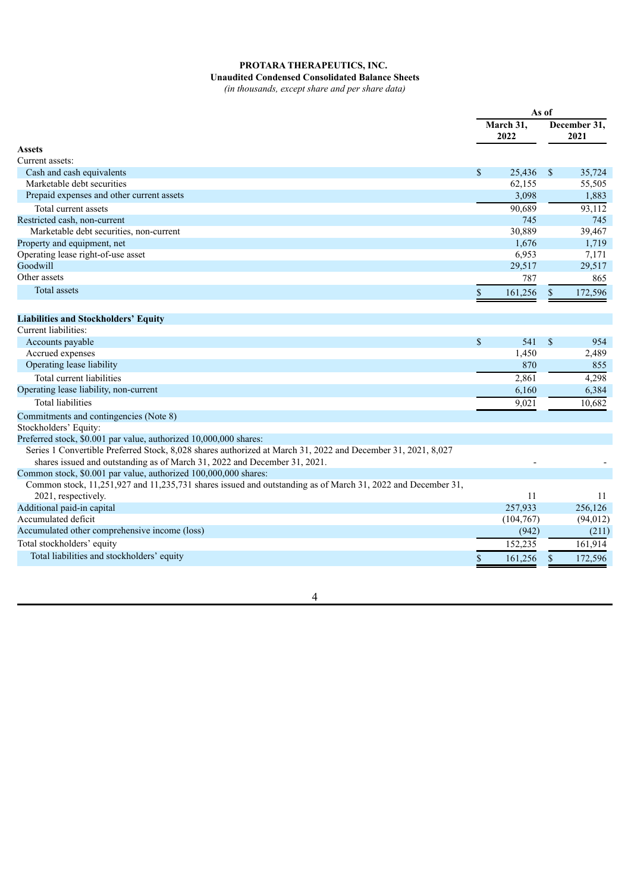**PROTARA THERAPEUTICS, INC.**

**Unaudited Condensed Consolidated Balance Sheets**

*(in thousands, except share and per share data)*

| | As of | |
|---|---|---|
| | March 31, 2022 | December 31, 2021 |
| **Assets** | | |
| Current assets: | | |
| Cash and cash equivalents | $ 25,436 | $ 35,724 |
| Marketable debt securities | 62,155 | 55,505 |
| Prepaid expenses and other current assets | 3,098 | 1,883 |
| Total current assets | 90,689 | 93,112 |
| Restricted cash, non-current | 745 | 745 |
| Marketable debt securities, non-current | 30,889 | 39,467 |
| Property and equipment, net | 1,676 | 1,719 |
| Operating lease right-of-use asset | 6,953 | 7,171 |
| Goodwill | 29,517 | 29,517 |
| Other assets | 787 | 865 |
| Total assets | $ 161,256 | $ 172,596 |
| **Liabilities and Stockholders' Equity** | | |
| Current liabilities: | | |
| Accounts payable | $ 541 | $ 954 |
| Accrued expenses | 1,450 | 2,489 |
| Operating lease liability | 870 | 855 |
| Total current liabilities | 2,861 | 4,298 |
| Operating lease liability, non-current | 6,160 | 6,384 |
| Total liabilities | 9,021 | 10,682 |
| Commitments and contingencies (Note 8) | | |
| Stockholders' Equity: | | |
| Preferred stock, $0.001 par value, authorized 10,000,000 shares: | | |
| Series 1 Convertible Preferred Stock, 8,028 shares authorized at March 31, 2022 and December 31, 2021, 8,027 shares issued and outstanding as of March 31, 2022 and December 31, 2021. | - | - |
| Common stock, $0.001 par value, authorized 100,000,000 shares: | | |
| Common stock, 11,251,927 and 11,235,731 shares issued and outstanding as of March 31, 2022 and December 31, 2021, respectively. | 11 | 11 |
| Additional paid-in capital | 257,933 | 256,126 |
| Accumulated deficit | (104,767) | (94,012) |
| Accumulated other comprehensive income (loss) | (942) | (211) |
| Total stockholders' equity | 152,235 | 161,914 |
| Total liabilities and stockholders' equity | $ 161,256 | $ 172,596 |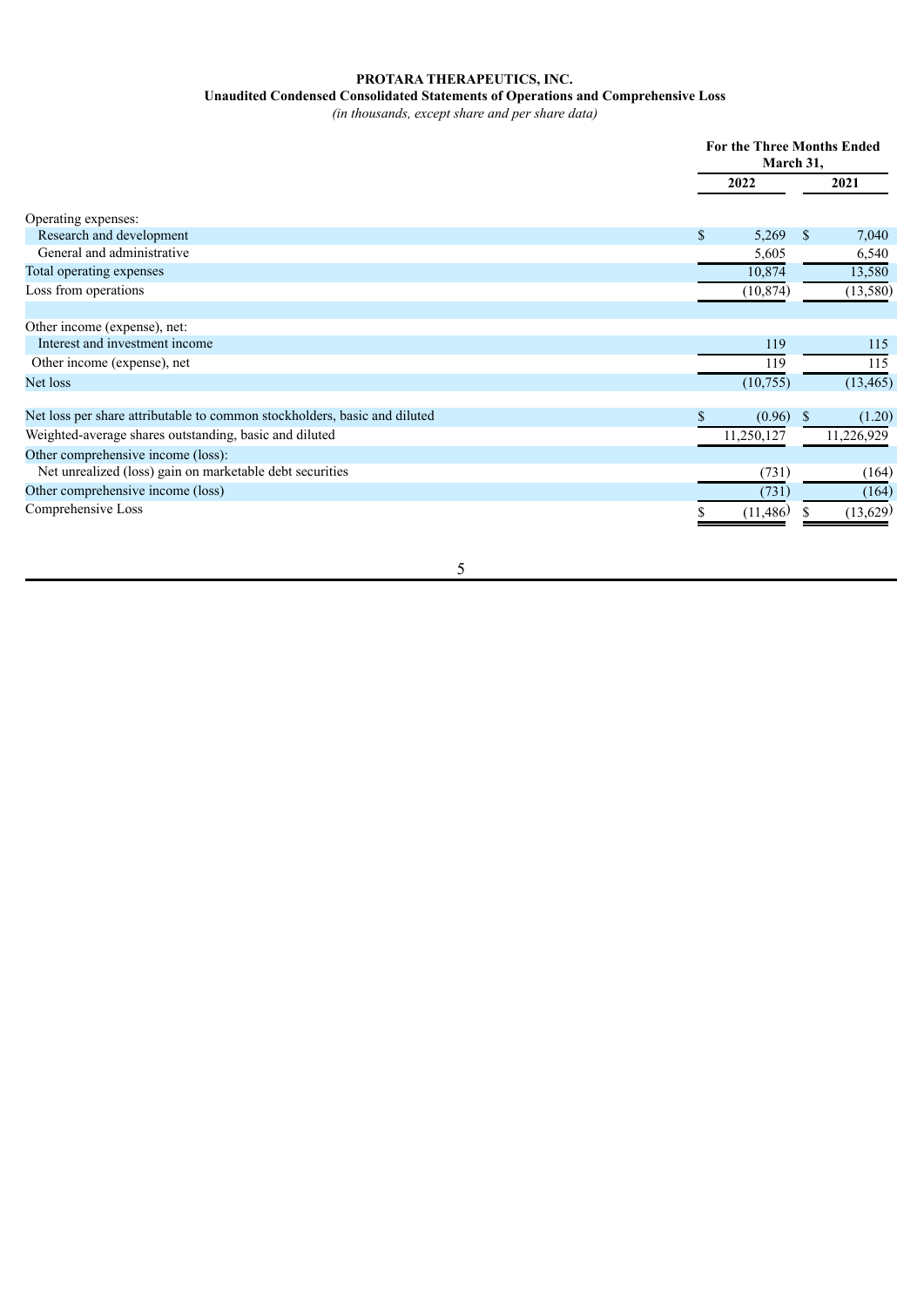**PROTARA THERAPEUTICS, INC.**

**Unaudited Condensed Consolidated Statements of Operations and Comprehensive Loss**

*(in thousands, except share and per share data)*

| | For the Three Months Ended March 31, | |
|---|---|---|
| | 2022 | 2021 |
| Operating expenses: | | |
| Research and development | $ 5,269 | $ 7,040 |
| General and administrative | 5,605 | 6,540 |
| Total operating expenses | 10,874 | 13,580 |
| Loss from operations | (10,874) | (13,580) |
| | | |
| Other income (expense), net: | | |
| Interest and investment income | 119 | 115 |
| Other income (expense), net | 119 | 115 |
| Net loss | (10,755) | (13,465) |
| | | |
| Net loss per share attributable to common stockholders, basic and diluted | $ (0.96) | $ (1.20) |
| Weighted-average shares outstanding, basic and diluted | 11,250,127 | 11,226,929 |
| Other comprehensive income (loss): | | |
| Net unrealized (loss) gain on marketable debt securities | (731) | (164) |
| Other comprehensive income (loss) | (731) | (164) |
| Comprehensive Loss | $ (11,486) | $ (13,629) |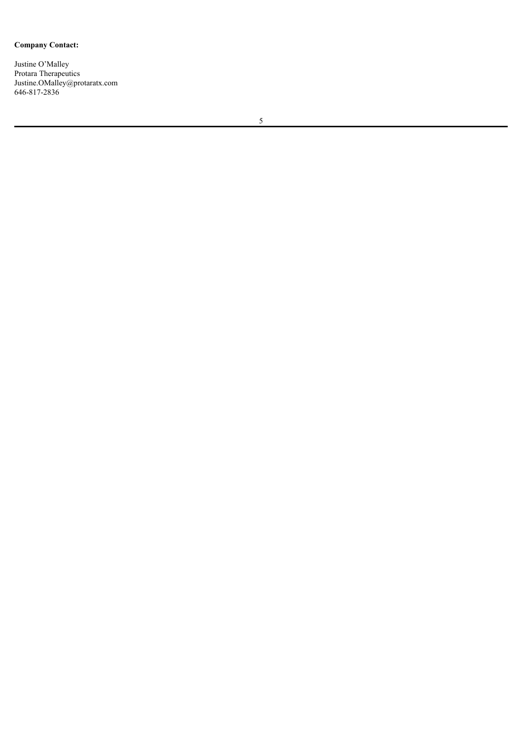**Company Contact:**

Justine O'Malley
Protara Therapeutics
Justine.OMalley@protaratx.com
646-817-2836